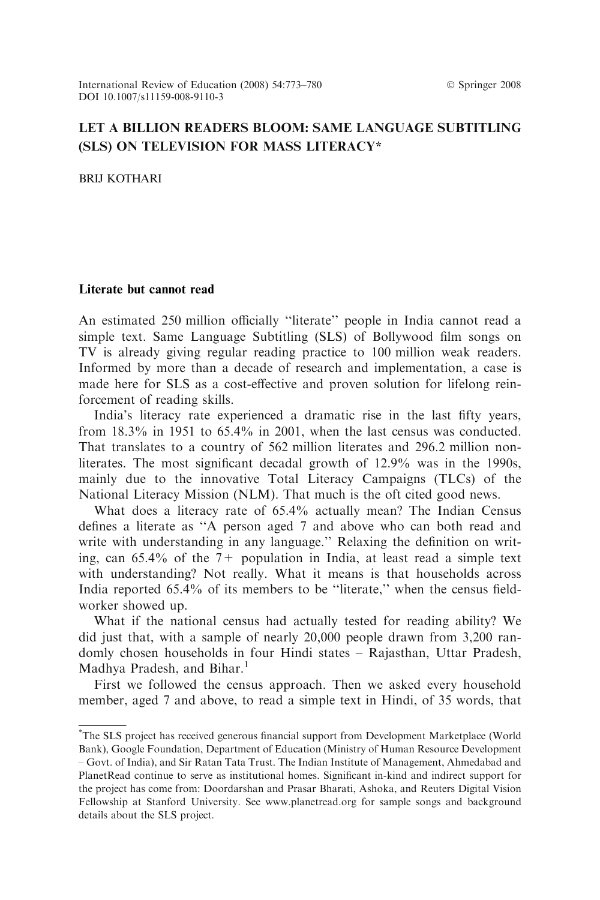# LET A BILLION READERS BLOOM: SAME LANGUAGE SUBTITLING (SLS) ON TELEVISION FOR MASS LITERACY*

BRIJ KOTHARI

## Literate but cannot read

An estimated 250 million officially "literate" people in India cannot read a simple text. Same Language Subtitling (SLS) of Bollywood film songs on TV is already giving regular reading practice to 100 million weak readers. Informed by more than a decade of research and implementation, a case is made here for SLS as a cost-effective and proven solution for lifelong reinforcement of reading skills.

India's literacy rate experienced a dramatic rise in the last fifty years, from 18.3% in 1951 to 65.4% in 2001, when the last census was conducted. That translates to a country of 562 million literates and 296.2 million non-literates. The most significant decadal growth of 12.9% was in the 1990s, mainly due to the innovative Total Literacy Campaigns (TLCs) of the National Literacy Mission (NLM). That much is the oft cited good news.

What does a literacy rate of 65.4% actually mean? The Indian Census defines a literate as "A person aged 7 and above who can both read and write with understanding in any language." Relaxing the definition on writing, can 65.4% of the 7+ population in India, at least read a simple text with understanding? Not really. What it means is that households across India reported 65.4% of its members to be "literate," when the census fieldworker showed up.

What if the national census had actually tested for reading ability? We did just that, with a sample of nearly 20,000 people drawn from 3,200 randomly chosen households in four Hindi states – Rajasthan, Uttar Pradesh, Madhya Pradesh, and Bihar.[1]

First we followed the census approach. Then we asked every household member, aged 7 and above, to read a simple text in Hindi, of 35 words, that

---

*The SLS project has received generous financial support from Development Marketplace (World Bank), Google Foundation, Department of Education (Ministry of Human Resource Development – Govt. of India), and Sir Ratan Tata Trust. The Indian Institute of Management, Ahmedabad and PlanetRead continue to serve as institutional homes. Significant in-kind and indirect support for the project has come from: Doordarshan and Prasar Bharati, Ashoka, and Reuters Digital Vision Fellowship at Stanford University. See www.planetread.org for sample songs and background details about the SLS project.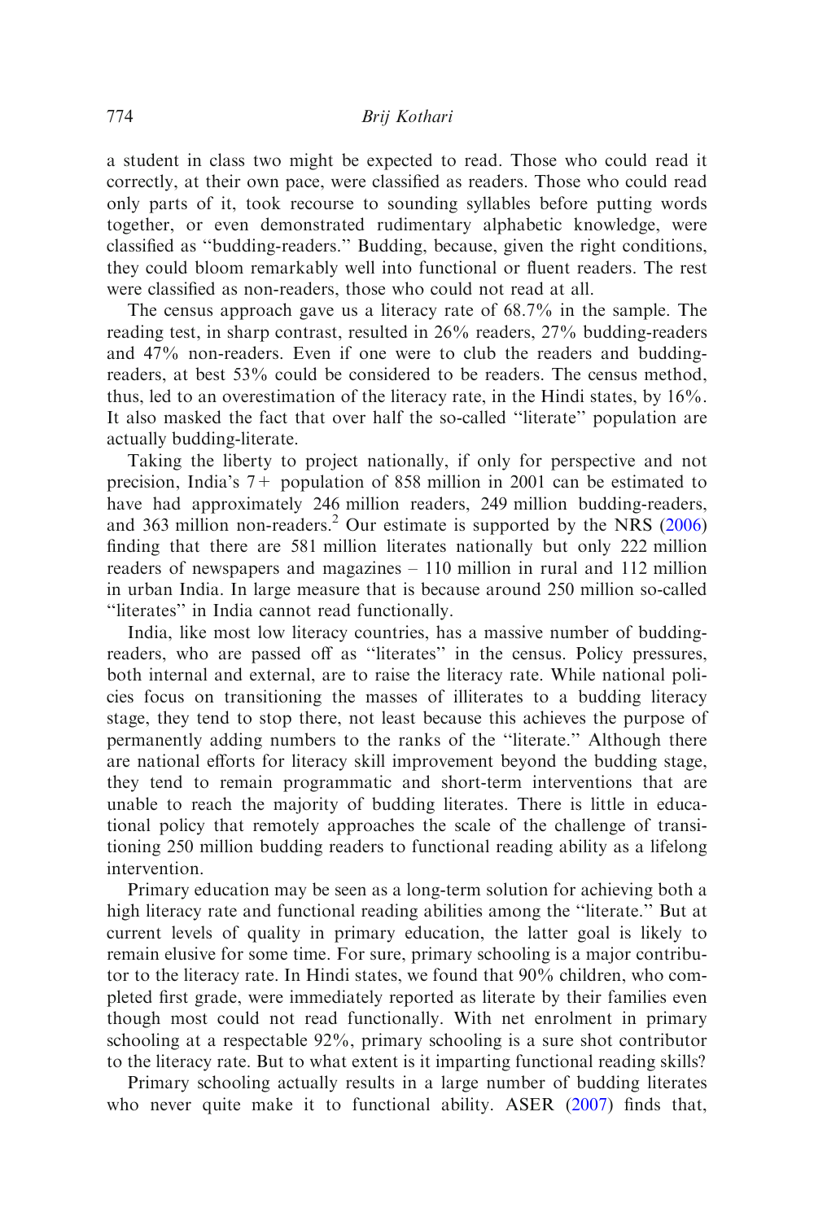a student in class two might be expected to read. Those who could read it correctly, at their own pace, were classified as readers. Those who could read only parts of it, took recourse to sounding syllables before putting words together, or even demonstrated rudimentary alphabetic knowledge, were classified as ''budding-readers.'' Budding, because, given the right conditions, they could bloom remarkably well into functional or fluent readers. The rest were classified as non-readers, those who could not read at all.

The census approach gave us a literacy rate of 68.7% in the sample. The reading test, in sharp contrast, resulted in 26% readers, 27% budding-readers and 47% non-readers. Even if one were to club the readers and budding-readers, at best 53% could be considered to be readers. The census method, thus, led to an overestimation of the literacy rate, in the Hindi states, by 16%. It also masked the fact that over half the so-called ''literate'' population are actually budding-literate.

Taking the liberty to project nationally, if only for perspective and not precision, India's 7+ population of 858 million in 2001 can be estimated to have had approximately 246 million readers, 249 million budding-readers, and 363 million non-readers.[2] Our estimate is supported by the NRS (2006) finding that there are 581 million literates nationally but only 222 million readers of newspapers and magazines – 110 million in rural and 112 million in urban India. In large measure that is because around 250 million so-called ''literates'' in India cannot read functionally.

India, like most low literacy countries, has a massive number of budding-readers, who are passed off as ''literates'' in the census. Policy pressures, both internal and external, are to raise the literacy rate. While national policies focus on transitioning the masses of illiterates to a budding literacy stage, they tend to stop there, not least because this achieves the purpose of permanently adding numbers to the ranks of the ''literate.'' Although there are national efforts for literacy skill improvement beyond the budding stage, they tend to remain programmatic and short-term interventions that are unable to reach the majority of budding literates. There is little in educational policy that remotely approaches the scale of the challenge of transitioning 250 million budding readers to functional reading ability as a lifelong intervention.

Primary education may be seen as a long-term solution for achieving both a high literacy rate and functional reading abilities among the ''literate.'' But at current levels of quality in primary education, the latter goal is likely to remain elusive for some time. For sure, primary schooling is a major contributor to the literacy rate. In Hindi states, we found that 90% children, who completed first grade, were immediately reported as literate by their families even though most could not read functionally. With net enrolment in primary schooling at a respectable 92%, primary schooling is a sure shot contributor to the literacy rate. But to what extent is it imparting functional reading skills?

Primary schooling actually results in a large number of budding literates who never quite make it to functional ability. ASER (2007) finds that,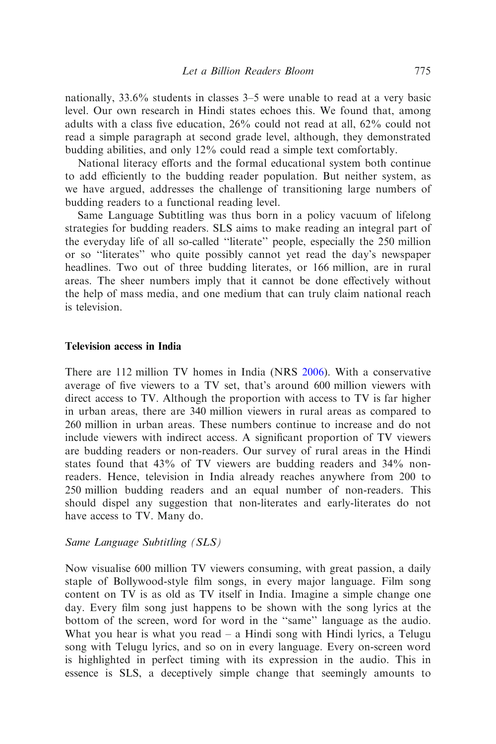nationally, 33.6% students in classes 3–5 were unable to read at a very basic level. Our own research in Hindi states echoes this. We found that, among adults with a class five education, 26% could not read at all, 62% could not read a simple paragraph at second grade level, although, they demonstrated budding abilities, and only 12% could read a simple text comfortably.

National literacy efforts and the formal educational system both continue to add efficiently to the budding reader population. But neither system, as we have argued, addresses the challenge of transitioning large numbers of budding readers to a functional reading level.

Same Language Subtitling was thus born in a policy vacuum of lifelong strategies for budding readers. SLS aims to make reading an integral part of the everyday life of all so-called ''literate'' people, especially the 250 million or so ''literates'' who quite possibly cannot yet read the day's newspaper headlines. Two out of three budding literates, or 166 million, are in rural areas. The sheer numbers imply that it cannot be done effectively without the help of mass media, and one medium that can truly claim national reach is television.

## Television access in India

There are 112 million TV homes in India (NRS 2006). With a conservative average of five viewers to a TV set, that's around 600 million viewers with direct access to TV. Although the proportion with access to TV is far higher in urban areas, there are 340 million viewers in rural areas as compared to 260 million in urban areas. These numbers continue to increase and do not include viewers with indirect access. A significant proportion of TV viewers are budding readers or non-readers. Our survey of rural areas in the Hindi states found that 43% of TV viewers are budding readers and 34% non-readers. Hence, television in India already reaches anywhere from 200 to 250 million budding readers and an equal number of non-readers. This should dispel any suggestion that non-literates and early-literates do not have access to TV. Many do.

### *Same Language Subtitling (SLS)*

Now visualise 600 million TV viewers consuming, with great passion, a daily staple of Bollywood-style film songs, in every major language. Film song content on TV is as old as TV itself in India. Imagine a simple change one day. Every film song just happens to be shown with the song lyrics at the bottom of the screen, word for word in the ''same'' language as the audio. What you hear is what you read – a Hindi song with Hindi lyrics, a Telugu song with Telugu lyrics, and so on in every language. Every on-screen word is highlighted in perfect timing with its expression in the audio. This in essence is SLS, a deceptively simple change that seemingly amounts to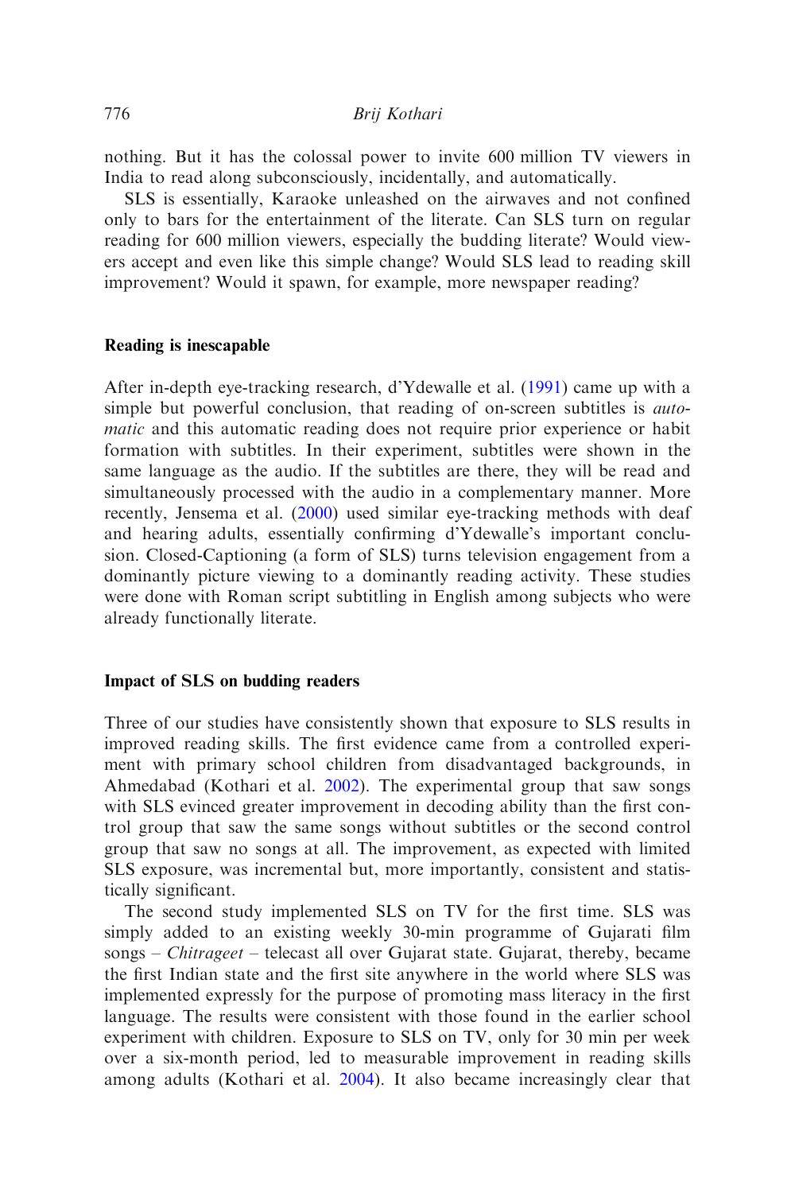nothing. But it has the colossal power to invite 600 million TV viewers in India to read along subconsciously, incidentally, and automatically.

SLS is essentially, Karaoke unleashed on the airwaves and not confined only to bars for the entertainment of the literate. Can SLS turn on regular reading for 600 million viewers, especially the budding literate? Would viewers accept and even like this simple change? Would SLS lead to reading skill improvement? Would it spawn, for example, more newspaper reading?

## Reading is inescapable

After in-depth eye-tracking research, d'Ydewalle et al. (1991) came up with a simple but powerful conclusion, that reading of on-screen subtitles is *automatic* and this automatic reading does not require prior experience or habit formation with subtitles. In their experiment, subtitles were shown in the same language as the audio. If the subtitles are there, they will be read and simultaneously processed with the audio in a complementary manner. More recently, Jensema et al. (2000) used similar eye-tracking methods with deaf and hearing adults, essentially confirming d'Ydewalle's important conclusion. Closed-Captioning (a form of SLS) turns television engagement from a dominantly picture viewing to a dominantly reading activity. These studies were done with Roman script subtitling in English among subjects who were already functionally literate.

## Impact of SLS on budding readers

Three of our studies have consistently shown that exposure to SLS results in improved reading skills. The first evidence came from a controlled experiment with primary school children from disadvantaged backgrounds, in Ahmedabad (Kothari et al. 2002). The experimental group that saw songs with SLS evinced greater improvement in decoding ability than the first control group that saw the same songs without subtitles or the second control group that saw no songs at all. The improvement, as expected with limited SLS exposure, was incremental but, more importantly, consistent and statistically significant.

The second study implemented SLS on TV for the first time. SLS was simply added to an existing weekly 30-min programme of Gujarati film songs – *Chitrageet* – telecast all over Gujarat state. Gujarat, thereby, became the first Indian state and the first site anywhere in the world where SLS was implemented expressly for the purpose of promoting mass literacy in the first language. The results were consistent with those found in the earlier school experiment with children. Exposure to SLS on TV, only for 30 min per week over a six-month period, led to measurable improvement in reading skills among adults (Kothari et al. 2004). It also became increasingly clear that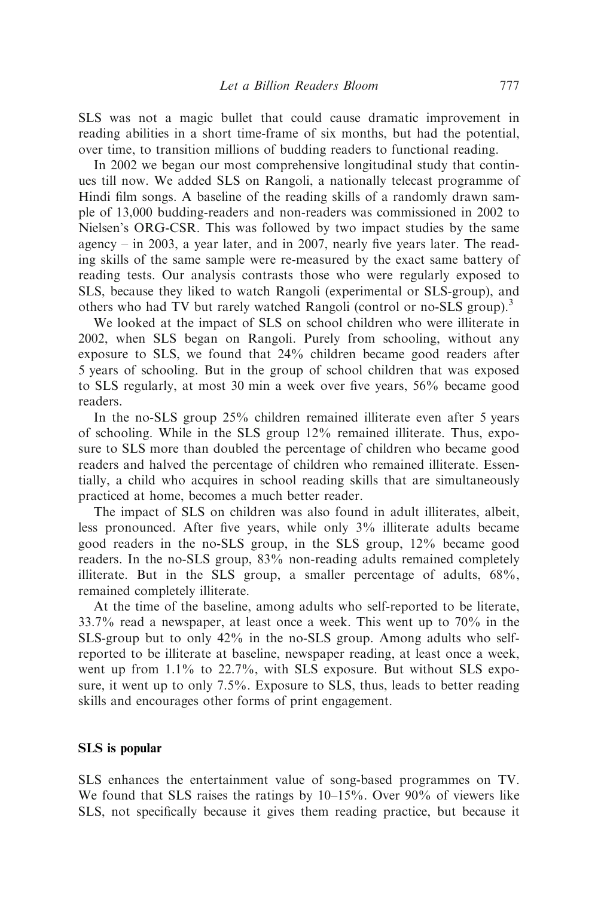SLS was not a magic bullet that could cause dramatic improvement in reading abilities in a short time-frame of six months, but had the potential, over time, to transition millions of budding readers to functional reading.

In 2002 we began our most comprehensive longitudinal study that continues till now. We added SLS on Rangoli, a nationally telecast programme of Hindi film songs. A baseline of the reading skills of a randomly drawn sample of 13,000 budding-readers and non-readers was commissioned in 2002 to Nielsen's ORG-CSR. This was followed by two impact studies by the same agency – in 2003, a year later, and in 2007, nearly five years later. The reading skills of the same sample were re-measured by the exact same battery of reading tests. Our analysis contrasts those who were regularly exposed to SLS, because they liked to watch Rangoli (experimental or SLS-group), and others who had TV but rarely watched Rangoli (control or no-SLS group).[3]

We looked at the impact of SLS on school children who were illiterate in 2002, when SLS began on Rangoli. Purely from schooling, without any exposure to SLS, we found that 24% children became good readers after 5 years of schooling. But in the group of school children that was exposed to SLS regularly, at most 30 min a week over five years, 56% became good readers.

In the no-SLS group 25% children remained illiterate even after 5 years of schooling. While in the SLS group 12% remained illiterate. Thus, exposure to SLS more than doubled the percentage of children who became good readers and halved the percentage of children who remained illiterate. Essentially, a child who acquires in school reading skills that are simultaneously practiced at home, becomes a much better reader.

The impact of SLS on children was also found in adult illiterates, albeit, less pronounced. After five years, while only 3% illiterate adults became good readers in the no-SLS group, in the SLS group, 12% became good readers. In the no-SLS group, 83% non-reading adults remained completely illiterate. But in the SLS group, a smaller percentage of adults, 68%, remained completely illiterate.

At the time of the baseline, among adults who self-reported to be literate, 33.7% read a newspaper, at least once a week. This went up to 70% in the SLS-group but to only 42% in the no-SLS group. Among adults who self-reported to be illiterate at baseline, newspaper reading, at least once a week, went up from 1.1% to 22.7%, with SLS exposure. But without SLS exposure, it went up to only 7.5%. Exposure to SLS, thus, leads to better reading skills and encourages other forms of print engagement.

## SLS is popular

SLS enhances the entertainment value of song-based programmes on TV. We found that SLS raises the ratings by 10–15%. Over 90% of viewers like SLS, not specifically because it gives them reading practice, but because it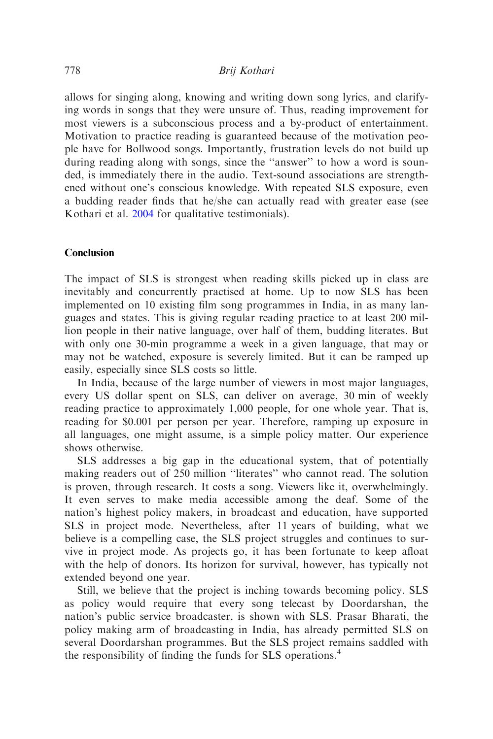allows for singing along, knowing and writing down song lyrics, and clarifying words in songs that they were unsure of. Thus, reading improvement for most viewers is a subconscious process and a by-product of entertainment. Motivation to practice reading is guaranteed because of the motivation people have for Bollwood songs. Importantly, frustration levels do not build up during reading along with songs, since the ''answer'' to how a word is sounded, is immediately there in the audio. Text-sound associations are strengthened without one's conscious knowledge. With repeated SLS exposure, even a budding reader finds that he/she can actually read with greater ease (see Kothari et al. 2004 for qualitative testimonials).

## Conclusion

The impact of SLS is strongest when reading skills picked up in class are inevitably and concurrently practised at home. Up to now SLS has been implemented on 10 existing film song programmes in India, in as many languages and states. This is giving regular reading practice to at least 200 million people in their native language, over half of them, budding literates. But with only one 30-min programme a week in a given language, that may or may not be watched, exposure is severely limited. But it can be ramped up easily, especially since SLS costs so little.

In India, because of the large number of viewers in most major languages, every US dollar spent on SLS, can deliver on average, 30 min of weekly reading practice to approximately 1,000 people, for one whole year. That is, reading for $0.001 per person per year. Therefore, ramping up exposure in all languages, one might assume, is a simple policy matter. Our experience shows otherwise.

SLS addresses a big gap in the educational system, that of potentially making readers out of 250 million ''literates'' who cannot read. The solution is proven, through research. It costs a song. Viewers like it, overwhelmingly. It even serves to make media accessible among the deaf. Some of the nation's highest policy makers, in broadcast and education, have supported SLS in project mode. Nevertheless, after 11 years of building, what we believe is a compelling case, the SLS project struggles and continues to survive in project mode. As projects go, it has been fortunate to keep afloat with the help of donors. Its horizon for survival, however, has typically not extended beyond one year.

Still, we believe that the project is inching towards becoming policy. SLS as policy would require that every song telecast by Doordarshan, the nation's public service broadcaster, is shown with SLS. Prasar Bharati, the policy making arm of broadcasting in India, has already permitted SLS on several Doordarshan programmes. But the SLS project remains saddled with the responsibility of finding the funds for SLS operations.[4]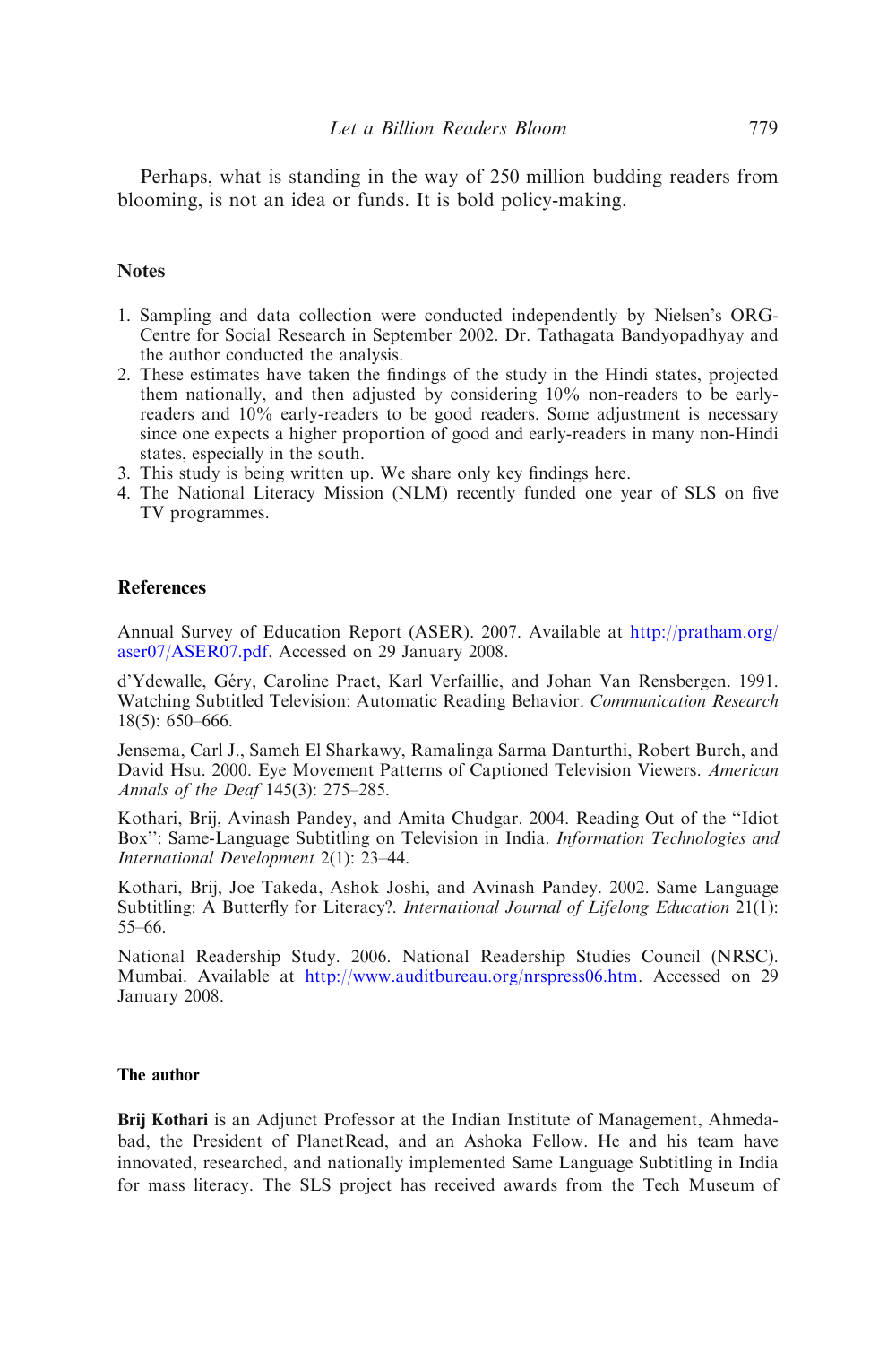Perhaps, what is standing in the way of 250 million budding readers from blooming, is not an idea or funds. It is bold policy-making.

## Notes

1. Sampling and data collection were conducted independently by Nielsen's ORG-Centre for Social Research in September 2002. Dr. Tathagata Bandyopadhyay and the author conducted the analysis.
2. These estimates have taken the findings of the study in the Hindi states, projected them nationally, and then adjusted by considering 10% non-readers to be early-readers and 10% early-readers to be good readers. Some adjustment is necessary since one expects a higher proportion of good and early-readers in many non-Hindi states, especially in the south.
3. This study is being written up. We share only key findings here.
4. The National Literacy Mission (NLM) recently funded one year of SLS on five TV programmes.

## References

Annual Survey of Education Report (ASER). 2007. Available at http://pratham.org/aser07/ASER07.pdf. Accessed on 29 January 2008.

d'Ydewalle, Géry, Caroline Praet, Karl Verfaillie, and Johan Van Rensbergen. 1991. Watching Subtitled Television: Automatic Reading Behavior. *Communication Research* 18(5): 650–666.

Jensema, Carl J., Sameh El Sharkawy, Ramalinga Sarma Danturthi, Robert Burch, and David Hsu. 2000. Eye Movement Patterns of Captioned Television Viewers. *American Annals of the Deaf* 145(3): 275–285.

Kothari, Brij, Avinash Pandey, and Amita Chudgar. 2004. Reading Out of the "Idiot Box": Same-Language Subtitling on Television in India. *Information Technologies and International Development* 2(1): 23–44.

Kothari, Brij, Joe Takeda, Ashok Joshi, and Avinash Pandey. 2002. Same Language Subtitling: A Butterfly for Literacy?. *International Journal of Lifelong Education* 21(1): 55–66.

National Readership Study. 2006. National Readership Studies Council (NRSC). Mumbai. Available at http://www.auditbureau.org/nrspress06.htm. Accessed on 29 January 2008.

## The author

**Brij Kothari** is an Adjunct Professor at the Indian Institute of Management, Ahmedabad, the President of PlanetRead, and an Ashoka Fellow. He and his team have innovated, researched, and nationally implemented Same Language Subtitling in India for mass literacy. The SLS project has received awards from the Tech Museum of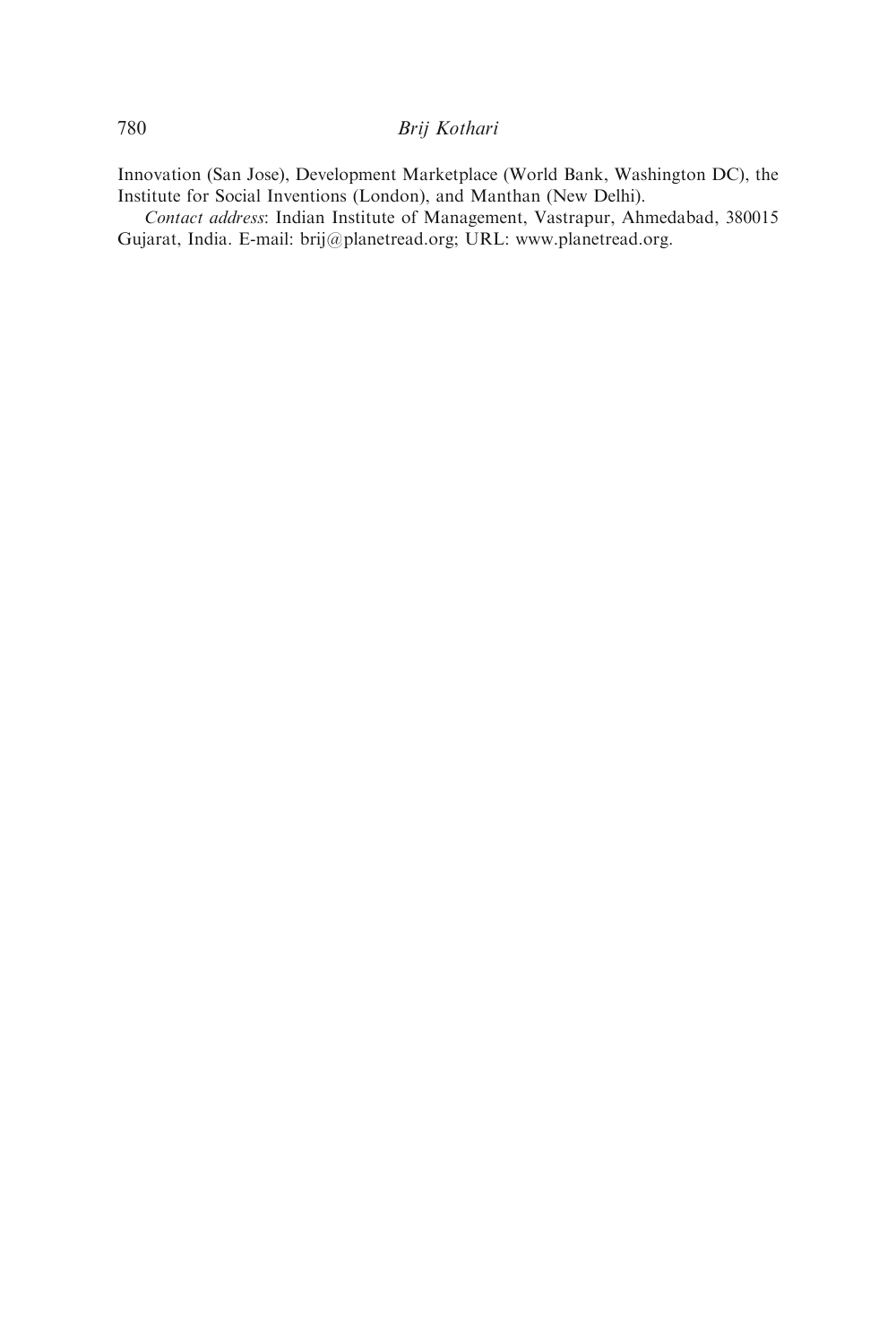Innovation (San Jose), Development Marketplace (World Bank, Washington DC), the Institute for Social Inventions (London), and Manthan (New Delhi).

*Contact address*: Indian Institute of Management, Vastrapur, Ahmedabad, 380015 Gujarat, India. E-mail: brij@planetread.org; URL: www.planetread.org.